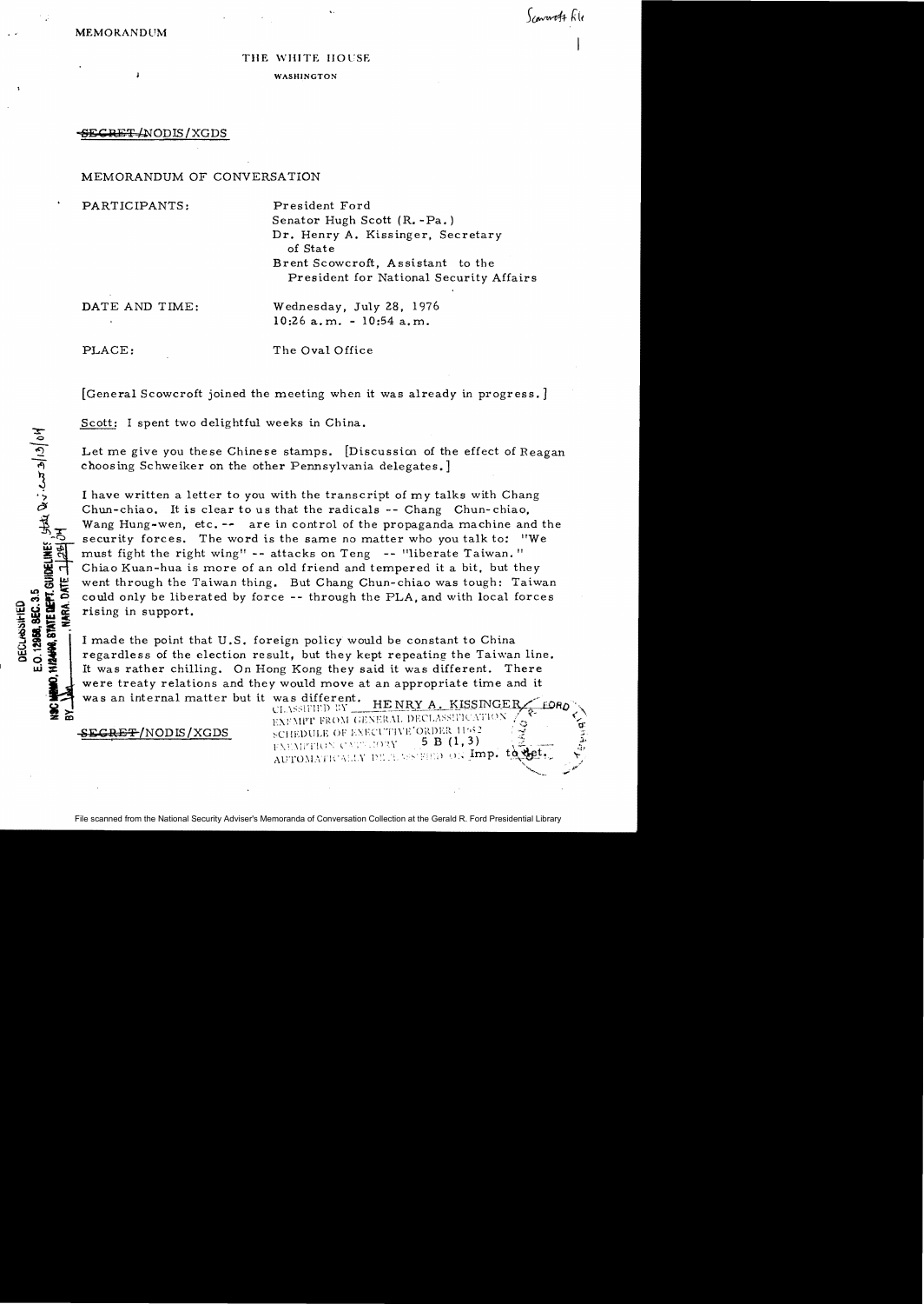MEMORANDUM

THE WHITE HOUSE

WASHINGTON

~~SECRET~~/NODIS/XGDS

MEMORANDUM OF CONVERSATION

PARTICIPANTS: President Ford
Senator Hugh Scott (R.-Pa.)
Dr. Henry A. Kissinger, Secretary of State
Brent Scowcroft, Assistant to the President for National Security Affairs

DATE AND TIME: Wednesday, July 28, 1976
10:26 a.m. - 10:54 a.m.

PLACE: The Oval Office

[General Scowcroft joined the meeting when it was already in progress.]

Scott: I spent two delightful weeks in China.

Let me give you these Chinese stamps. [Discussion of the effect of Reagan choosing Schweiker on the other Pennsylvania delegates.]

I have written a letter to you with the transcript of my talks with Chang Chun-chiao. It is clear to us that the radicals -- Chang Chun-chiao, Wang Hung-wen, etc. -- are in control of the propaganda machine and the security forces. The word is the same no matter who you talk to: "We must fight the right wing" -- attacks on Teng -- "liberate Taiwan." Chiao Kuan-hua is more of an old friend and tempered it a bit, but they went through the Taiwan thing. But Chang Chun-chiao was tough: Taiwan could only be liberated by force -- through the PLA, and with local forces rising in support.

I made the point that U.S. foreign policy would be constant to China regardless of the election result, but they kept repeating the Taiwan line. It was rather chilling. On Hong Kong they said it was different. There were treaty relations and they would move at an appropriate time and it was an internal matter but it was different.

~~SECRET~~/NODIS/XGDS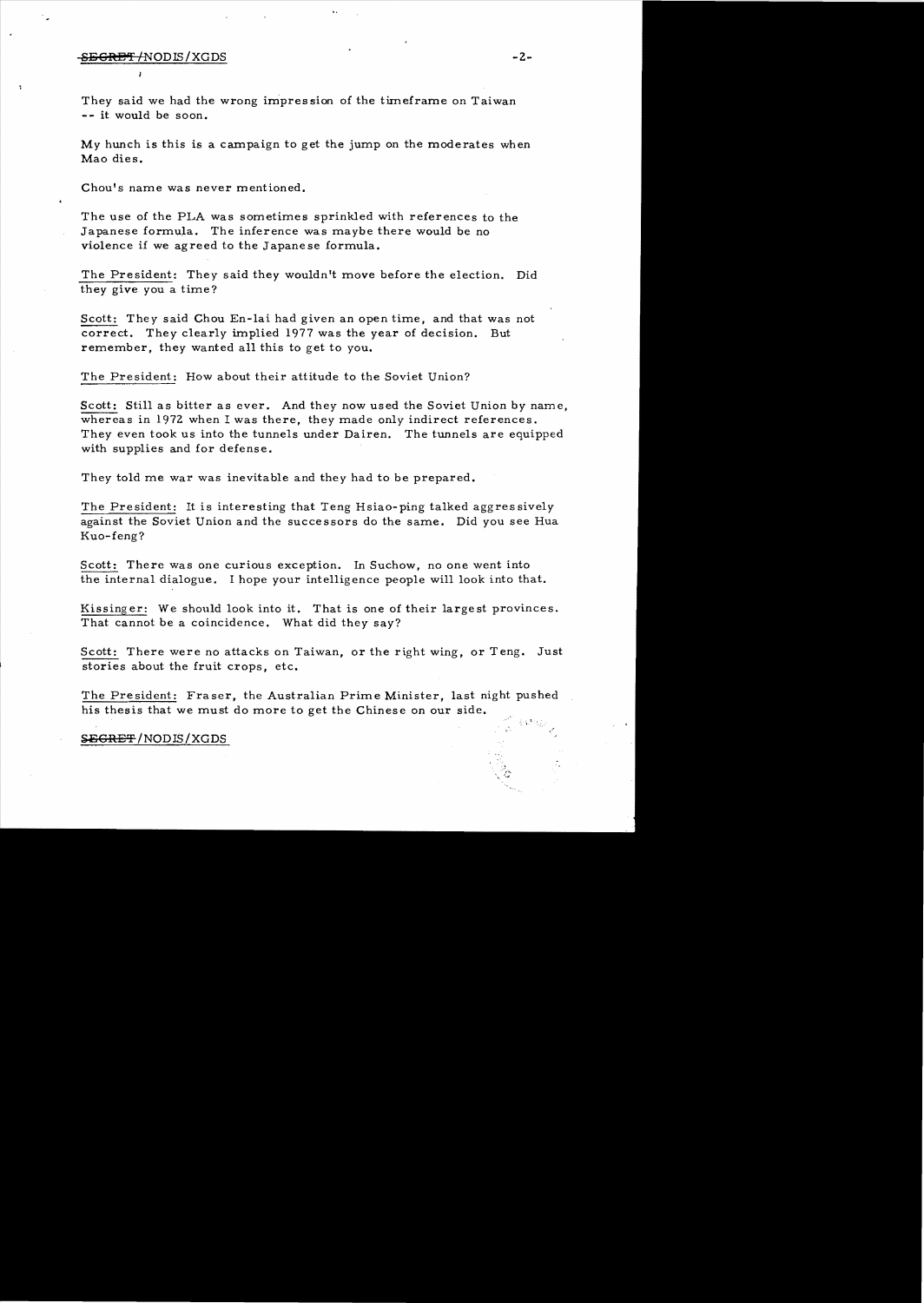They said we had the wrong impression of the timeframe on Taiwan -- it would be soon.

My hunch is this is a campaign to get the jump on the moderates when Mao dies.

Chou's name was never mentioned.

The use of the PLA was sometimes sprinkled with references to the Japanese formula. The inference was maybe there would be no violence if we agreed to the Japanese formula.

The President: They said they wouldn't move before the election. Did they give you a time?

Scott: They said Chou En-lai had given an open time, and that was not correct. They clearly implied 1977 was the year of decision. But remember, they wanted all this to get to you.

The President: How about their attitude to the Soviet Union?

Scott: Still as bitter as ever. And they now used the Soviet Union by name, whereas in 1972 when I was there, they made only indirect references. They even took us into the tunnels under Dairen. The tunnels are equipped with supplies and for defense.

They told me war was inevitable and they had to be prepared.

The President: It is interesting that Teng Hsiao-ping talked aggressively against the Soviet Union and the successors do the same. Did you see Hua Kuo-feng?

Scott: There was one curious exception. In Suchow, no one went into the internal dialogue. I hope your intelligence people will look into that.

Kissinger: We should look into it. That is one of their largest provinces. That cannot be a coincidence. What did they say?

Scott: There were no attacks on Taiwan, or the right wing, or Teng. Just stories about the fruit crops, etc.

The President: Fraser, the Australian Prime Minister, last night pushed his thesis that we must do more to get the Chinese on our side.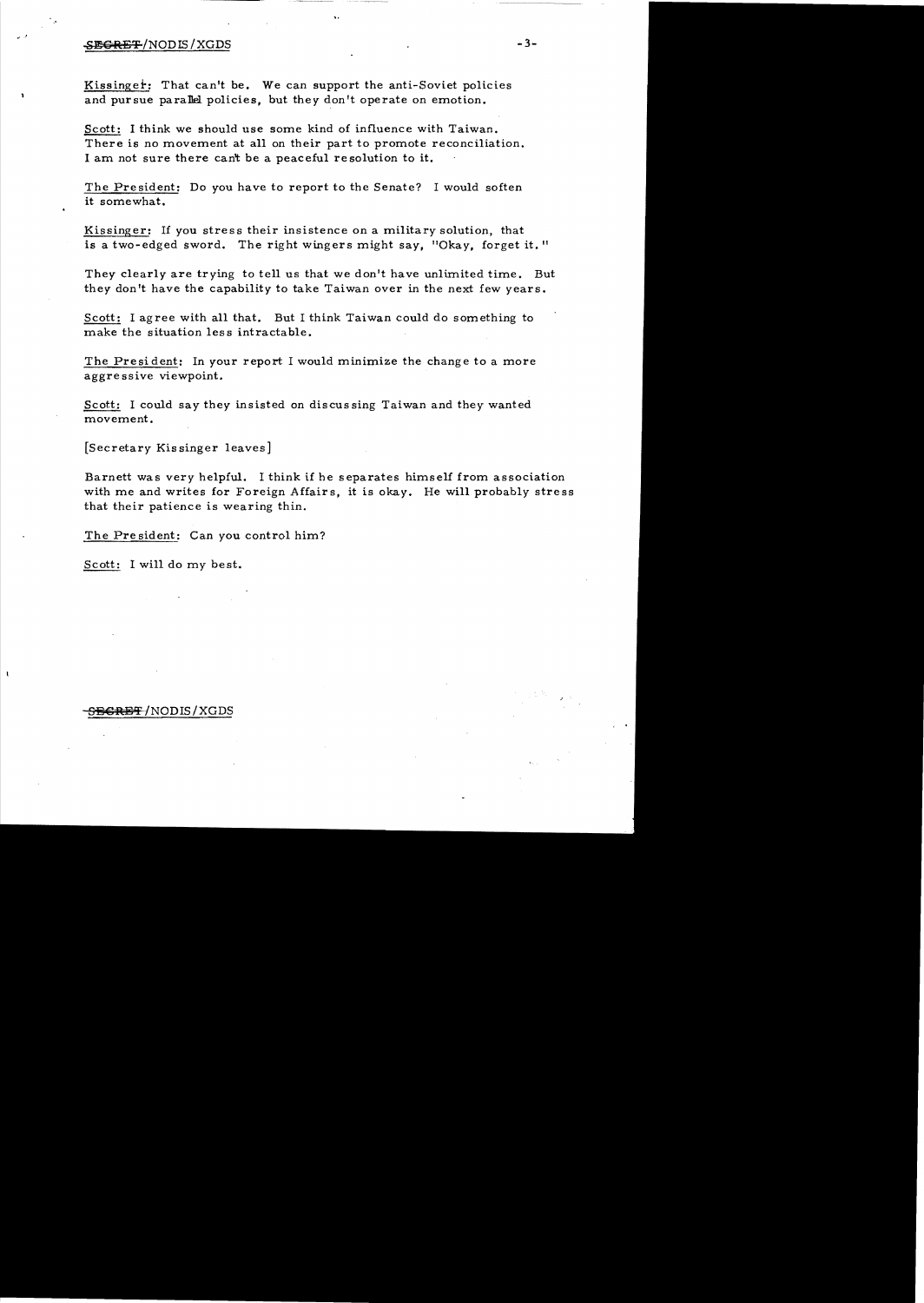Kissinger: That can't be. We can support the anti-Soviet policies and pursue parallel policies, but they don't operate on emotion.

Scott: I think we should use some kind of influence with Taiwan. There is no movement at all on their part to promote reconciliation. I am not sure there can't be a peaceful resolution to it.

The President: Do you have to report to the Senate? I would soften it somewhat.

Kissinger: If you stress their insistence on a military solution, that is a two-edged sword. The right wingers might say, "Okay, forget it."

They clearly are trying to tell us that we don't have unlimited time. But they don't have the capability to take Taiwan over in the next few years.

Scott: I agree with all that. But I think Taiwan could do something to make the situation less intractable.

The President: In your report I would minimize the change to a more aggressive viewpoint.

Scott: I could say they insisted on discussing Taiwan and they wanted movement.

[Secretary Kissinger leaves]

Barnett was very helpful. I think if he separates himself from association with me and writes for Foreign Affairs, it is okay. He will probably stress that their patience is wearing thin.

The President: Can you control him?

Scott: I will do my best.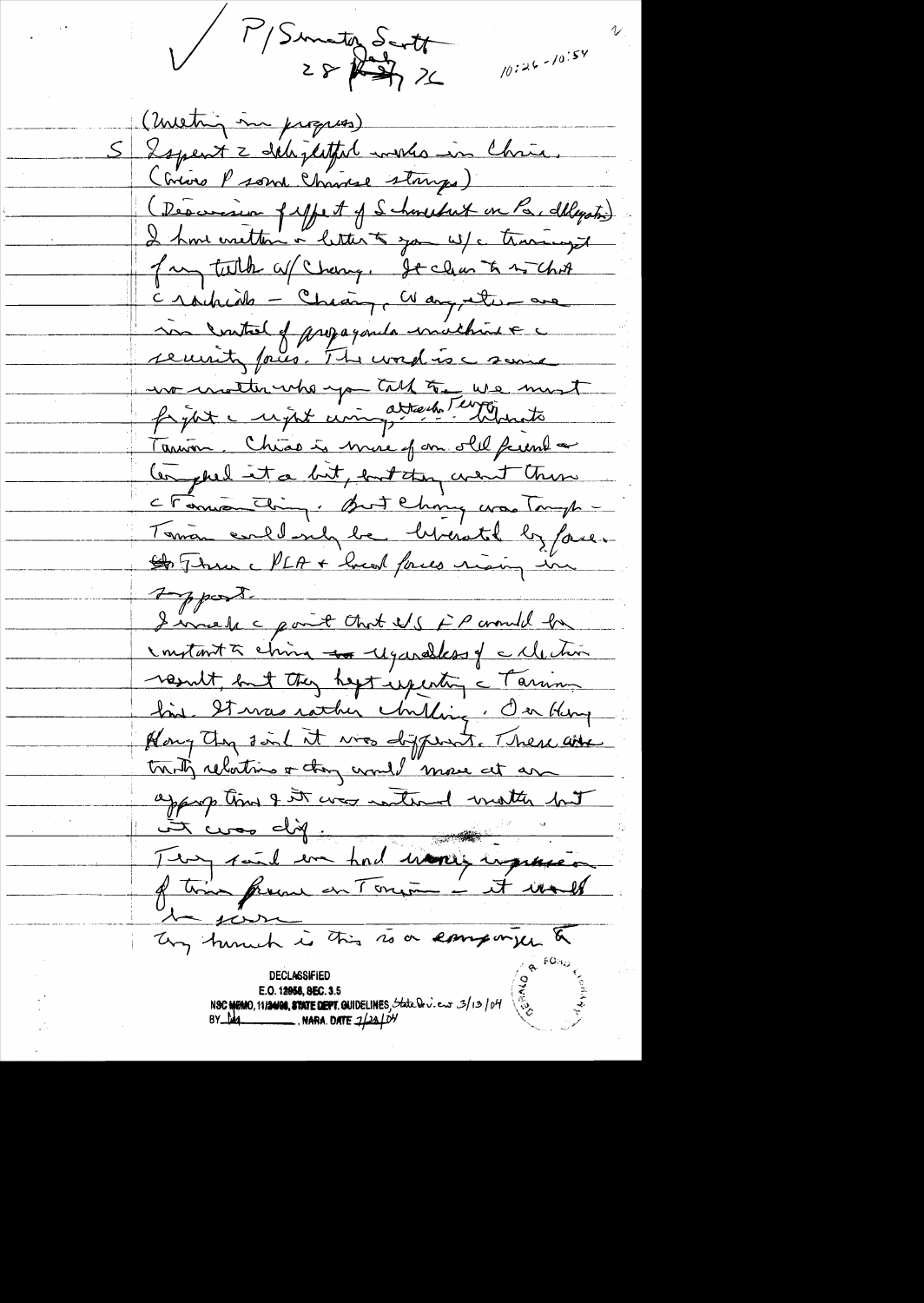✓ P/Senator Scott
28 July 76

10:26-10:54

(Meeting in progress)

S I spent 2 delightful weeks in China.
(Cairo P some Chinese stamps)
(Discussion of effect of Schweiker on Pa. delegates)
I have written a letter to you w/ transcript of my talk w/ Chang. It clear to us that c radicals – Chiang, Wang, etc – are in control of propaganda machine & c security forces. The word is c same no matter who you talk to – we must fight c right wing, attack Teng, liberate Taiwan. Chiao is more of an old friend – laughed it a bit, but they went thru c Taiwan thing. But Chang was tough – Taiwan could only be liberated by force. There c PLA & local forces rising in support.

I made c point that US FP would be constant to China regardless of c election result, but they kept repeating c Taiwan line. It was rather chilling. On Hong Kong they said it was different. There are treaty relations & they would move at an appropriate time & it was internal matter but it was diff.

They said we had wrong impression of time frame on Taiwan – it would be soon.

My hunch is this is a campaign to

DECLASSIFIED
E.O. 12958, SEC. 3.5
NSC MEMO, 11/24/98, STATE DEPT. GUIDELINES, State Dev. ew 3/13/04
BY [illegible] , NARA. DATE 7/29/04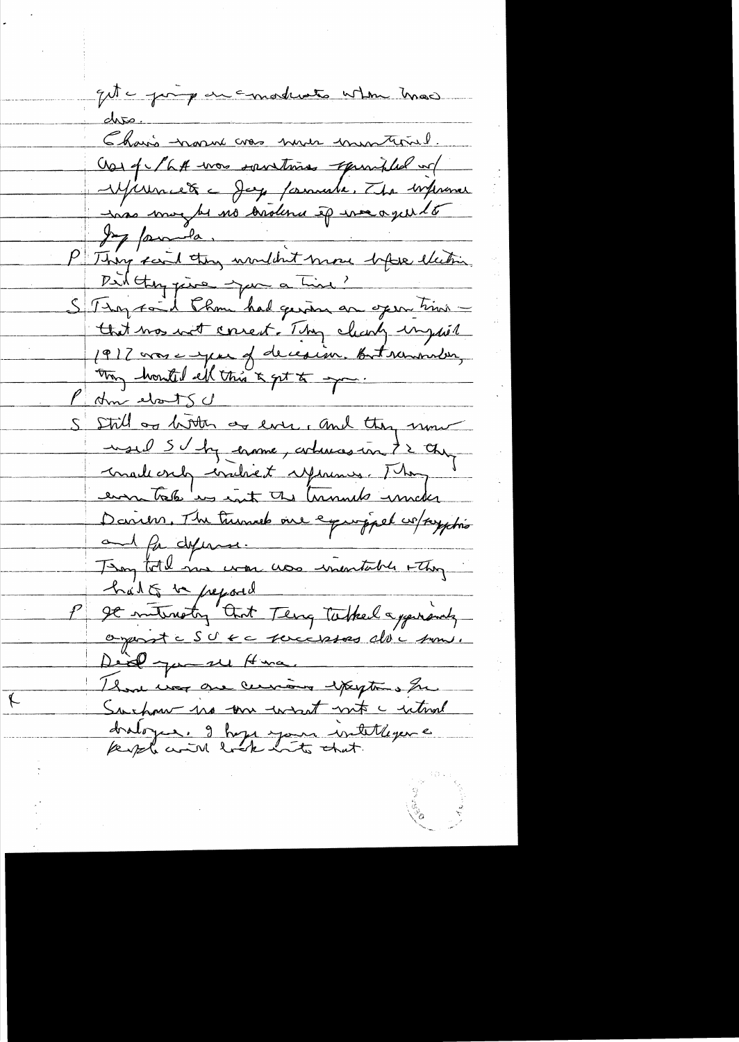got a group or moderates when Mao dies.

Chou's name was never mentioned.

Use of CPA was something typified w/ influence of Gang formula. The influence was maybe no balance if we agreed to Gang formula.

P They said they wouldn't move before election. Did they give you a time?

S They said Chou had given an open time – that was not correct. They clearly implied 1977 was a year of decision. But remember, they wanted all this to get to you.

P How about SU

S Still as bitter as ever, and they now used SU by name, whereas in 72 they made only indirect references. They even took us into the tunnels under Peking. The tunnels are equipped w/ supplies and for defense.

They told me war was inevitable & they had to be prepared.

P It interesting that Teng talked apparently against SU & successors did same.

Did you see Hua.

There was one curious exception. Sun ___ was the most into a rational dialogue. I hope your intelligence people will look into that.

K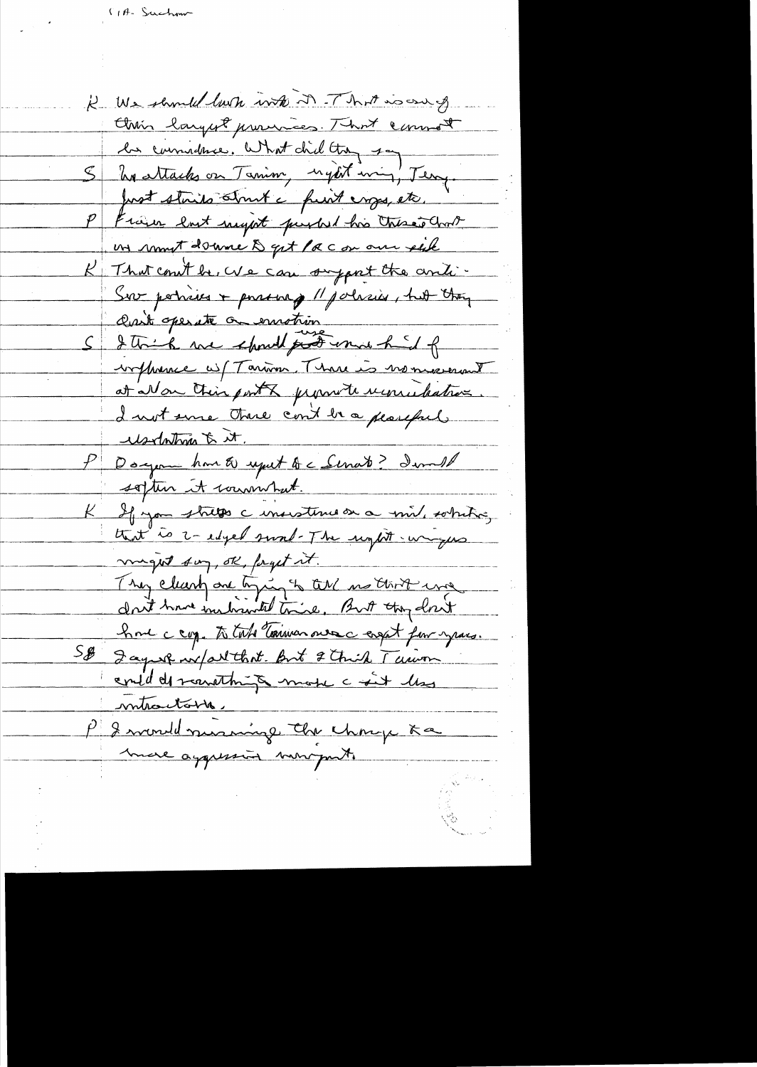PRC - Suchow

K We should look into it. That is one of their largest provinces. That cannot be coincidence. What did they say

S No attacks on Taiwan, right wing, Teng. Just stories about the first emperor, etc.

P Fraser last night pushed his thesis that we must do more to get PRC on our side

K That can't be. We can support the anti-Sov policies & pursuing // policies, but they don't operate on emotion

S I think we should use more kind of influence w/ Taiwan. There is no movement at all on their part to promote reunification. I not sure there can't be a peaceful resolution to it.

P Do you have to upset the Senate? I would soften it somewhat.

K If you stress the insistence on a mil. solution, that is 2-edged sword - The right-wingers might say, OK, forget it.

They clearly are trying to tell us that we don't have unlimited time. But they don't have the cap. to take Taiwan over the next few years.

SB I agree w/ all that. But I think Taiwan could do something to make it less intractable.

P I would minimize the change to a more aggressive viewpoint.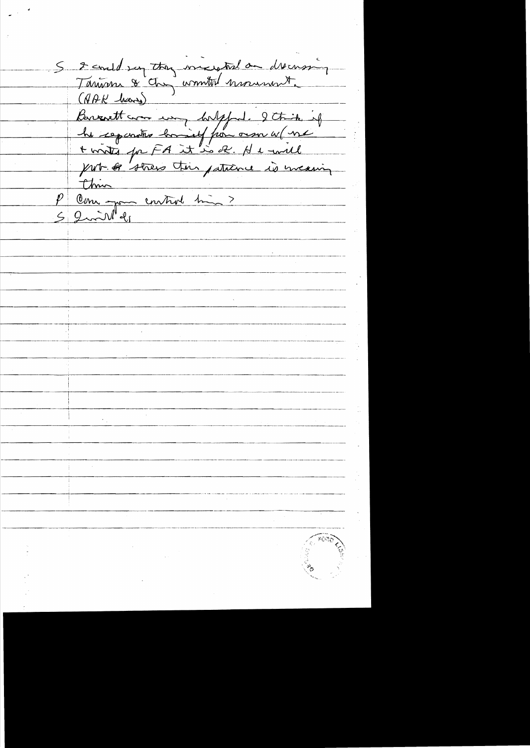S I could say they insisted on discussing Taiwan & they wanted movement.
(NAK here)
Barnett was very helpful. I think if he separates himself from ours w/ me & waits for FA it is OK. He will prob. stress their patience is wearing thin

P Can you control him?
S I will try